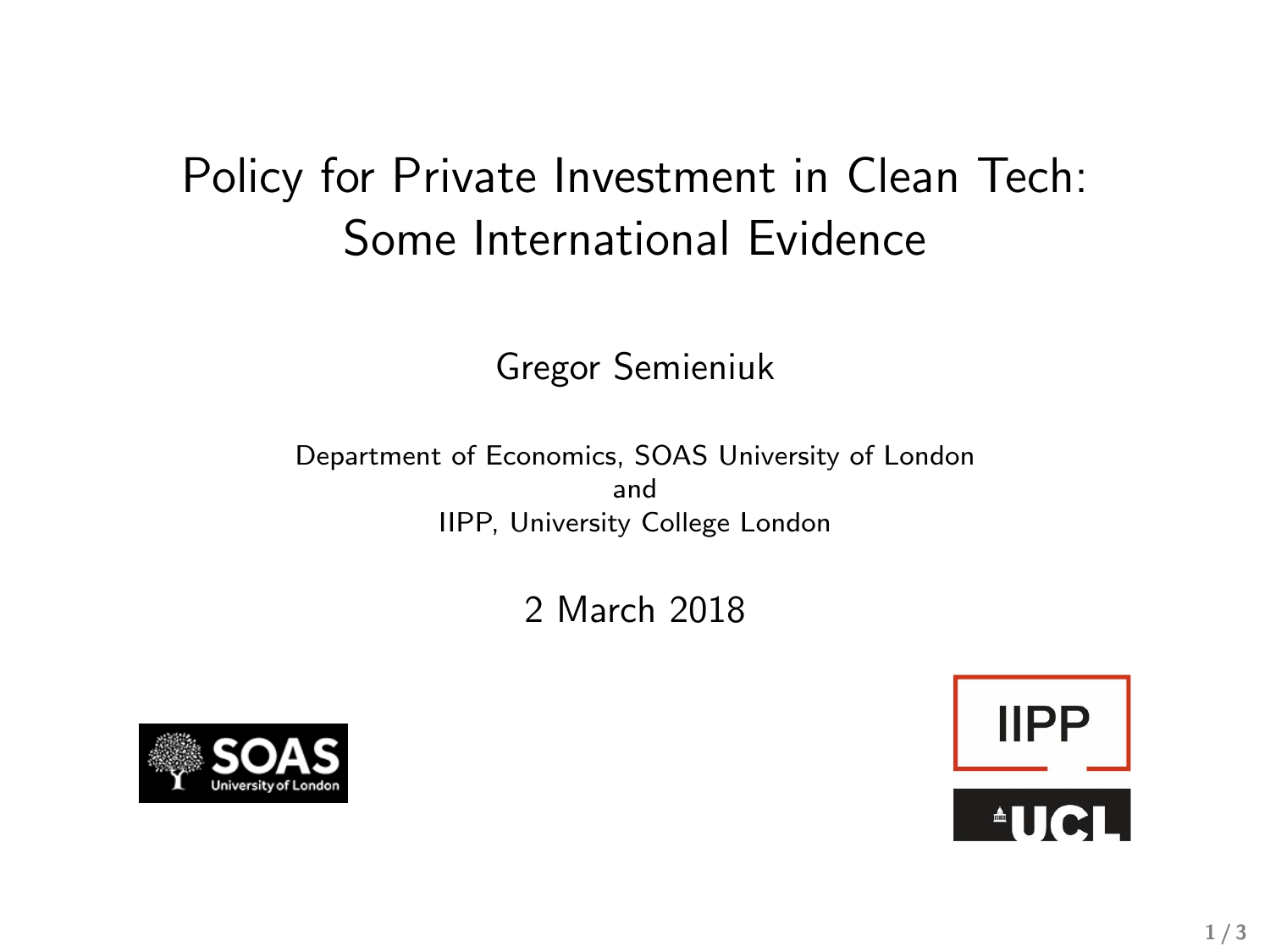# Policy for Private Investment in Clean Tech: Some International Evidence

Gregor Semieniuk

Department of Economics, SOAS University of London
and
IIPP, University College London

2 March 2018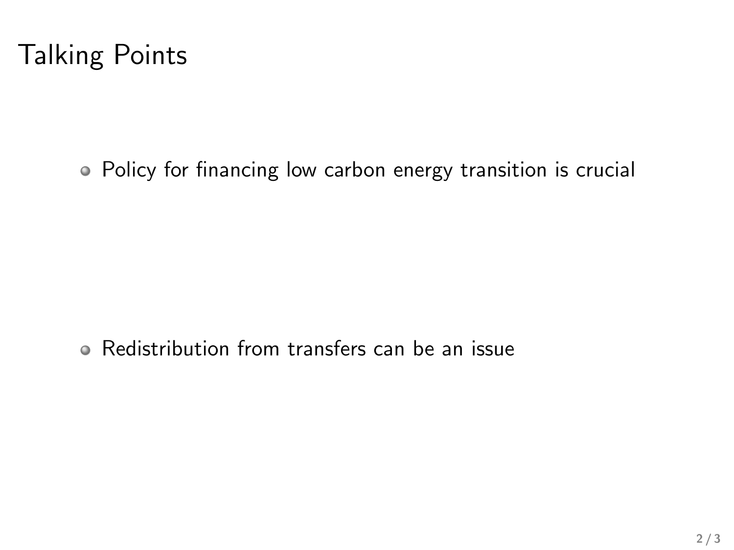# Talking Points

- Policy for financing low carbon energy transition is crucial

- Redistribution from transfers can be an issue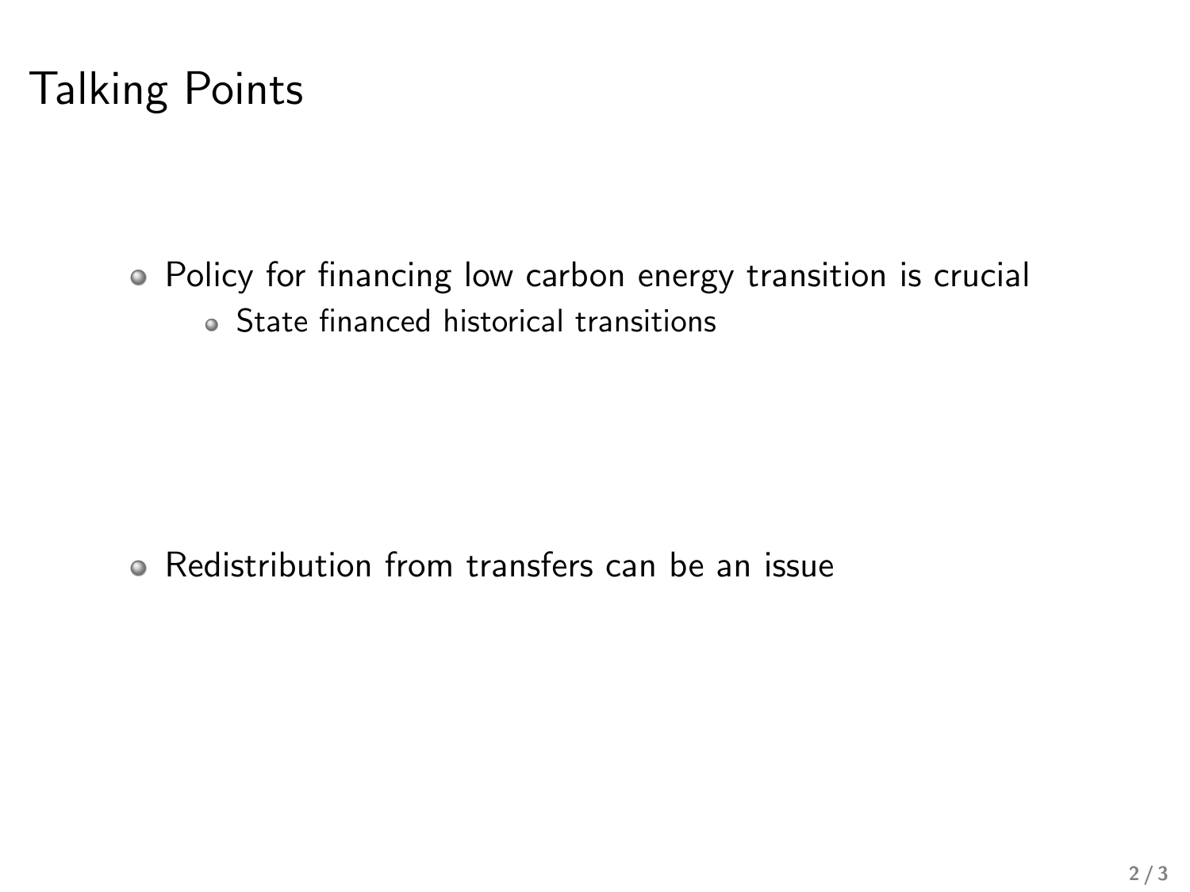# Talking Points

- Policy for financing low carbon energy transition is crucial
  - State financed historical transitions

- Redistribution from transfers can be an issue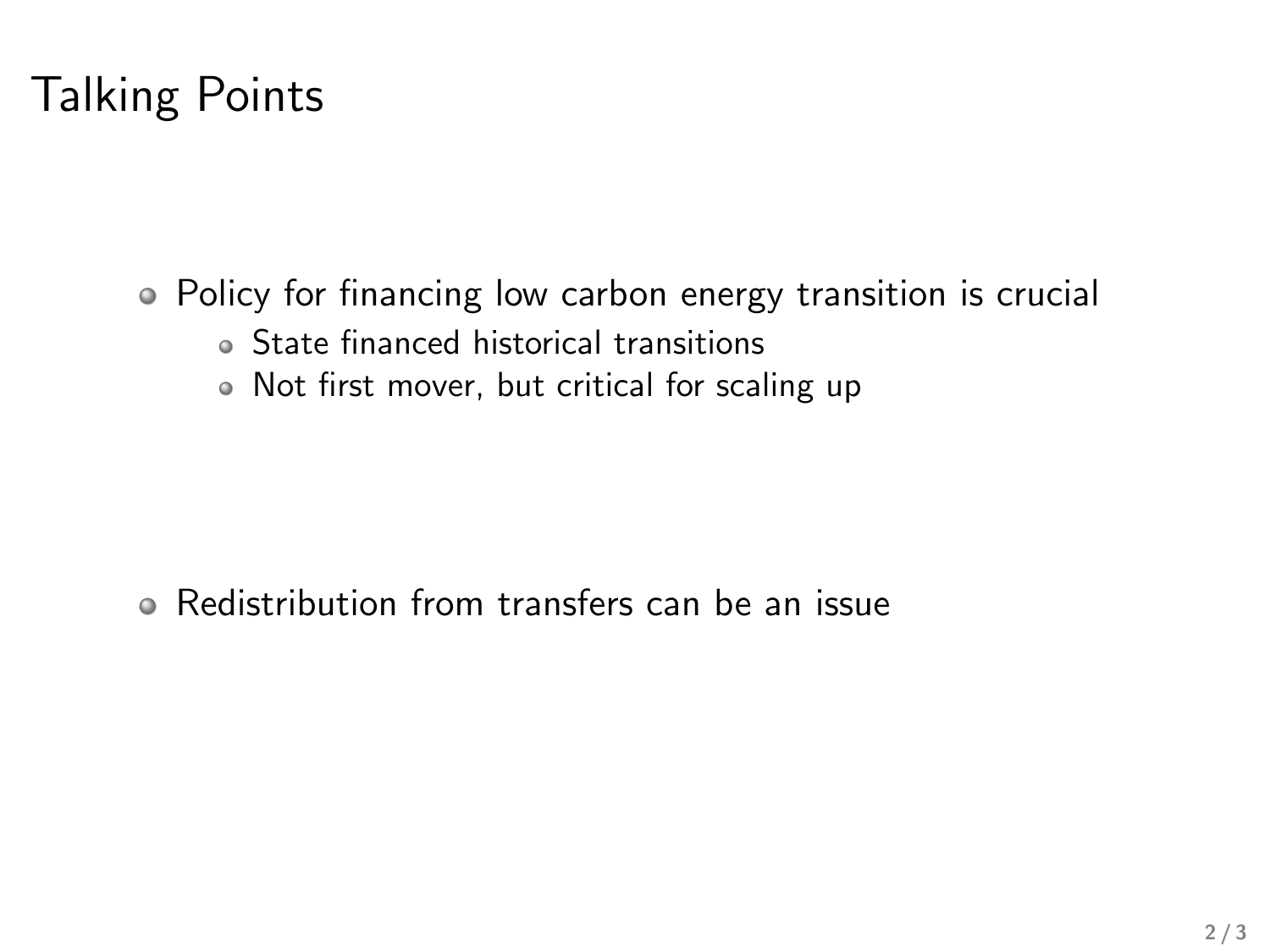# Talking Points

- Policy for financing low carbon energy transition is crucial
  - State financed historical transitions
  - Not first mover, but critical for scaling up

- Redistribution from transfers can be an issue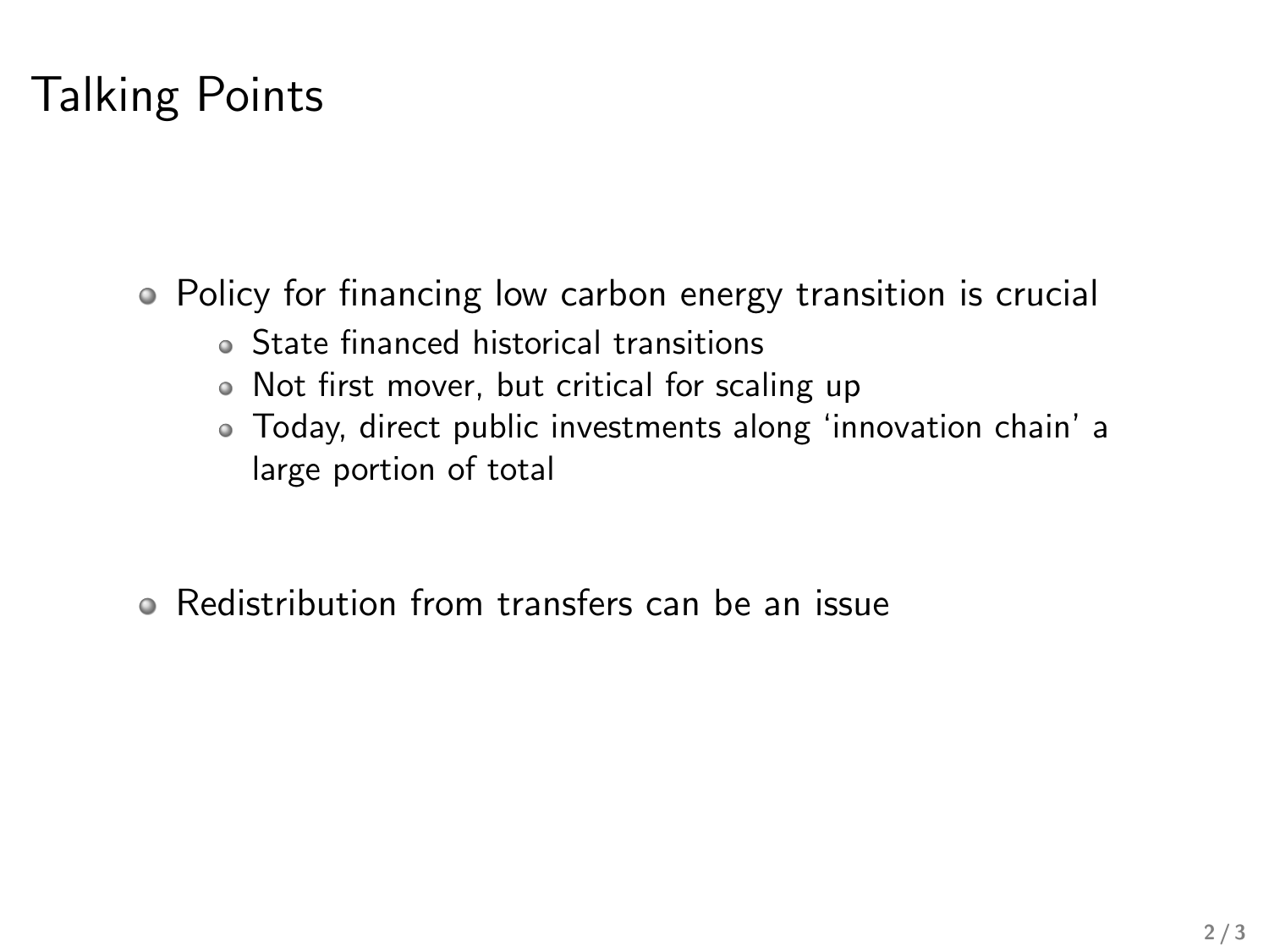# Talking Points

- Policy for financing low carbon energy transition is crucial
  - State financed historical transitions
  - Not first mover, but critical for scaling up
  - Today, direct public investments along 'innovation chain' a large portion of total
- Redistribution from transfers can be an issue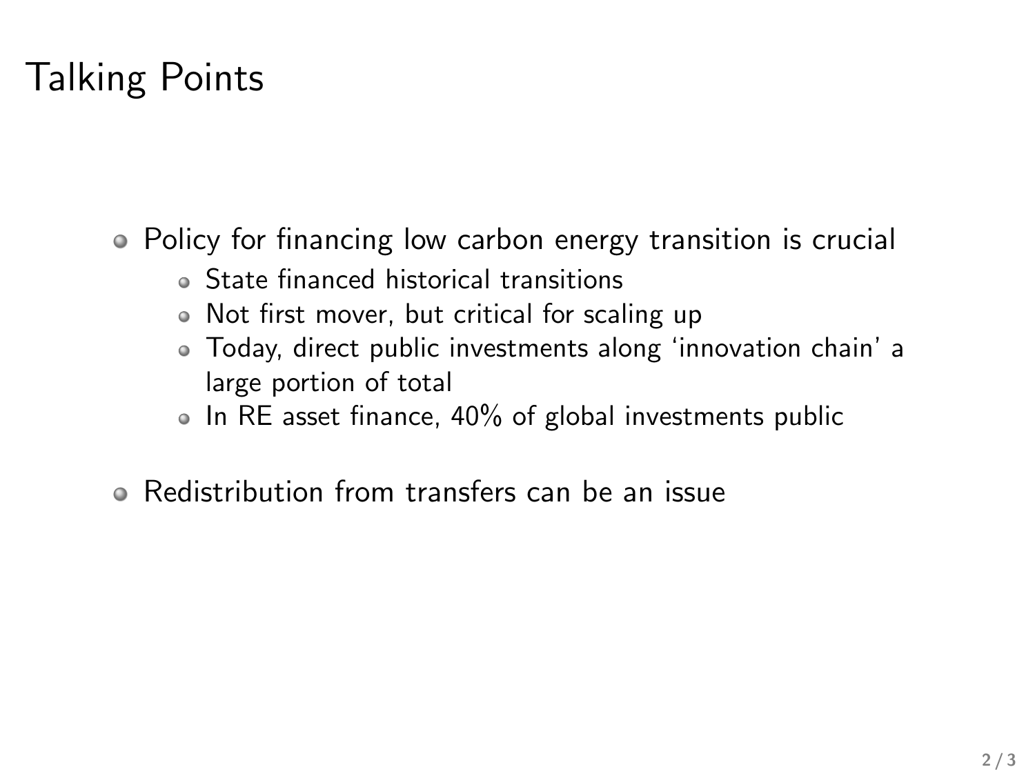# Talking Points

- Policy for financing low carbon energy transition is crucial
  - State financed historical transitions
  - Not first mover, but critical for scaling up
  - Today, direct public investments along 'innovation chain' a large portion of total
  - In RE asset finance, 40% of global investments public
- Redistribution from transfers can be an issue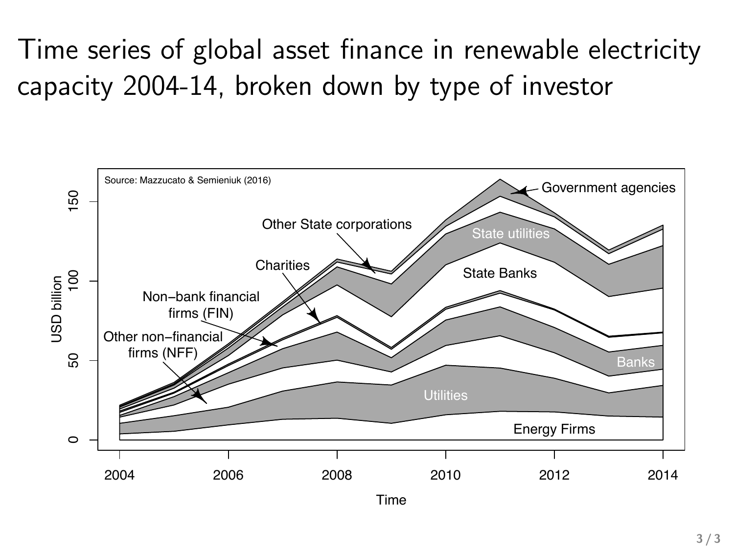# Time series of global asset finance in renewable electricity capacity 2004-14, broken down by type of investor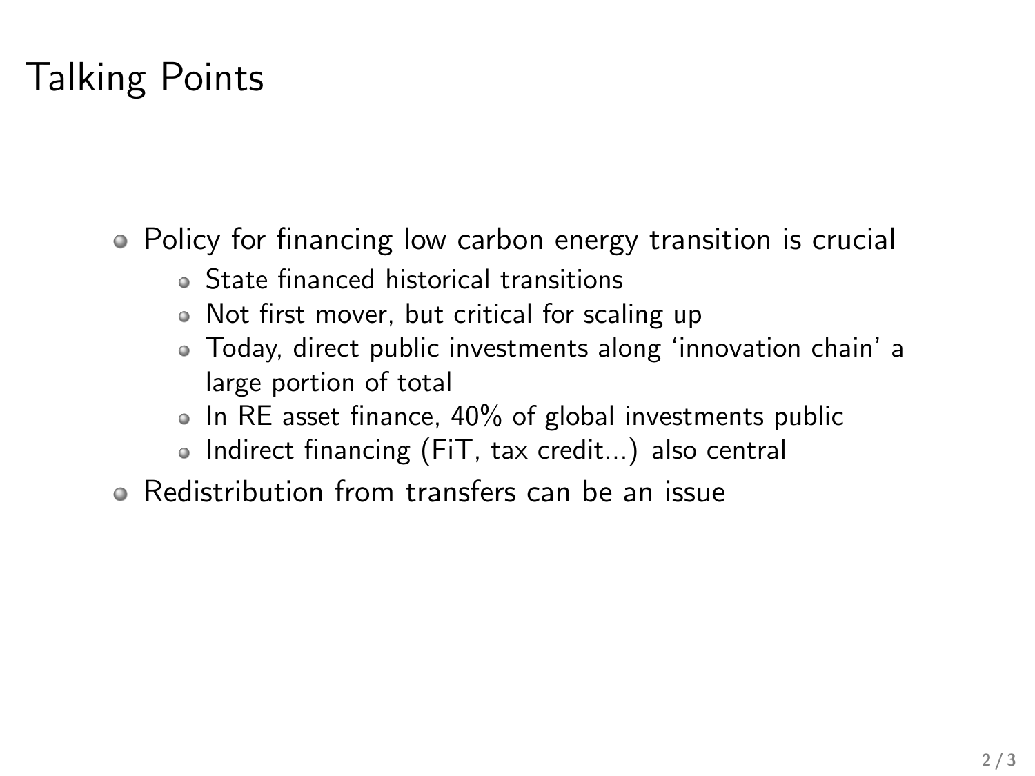# Talking Points

- Policy for financing low carbon energy transition is crucial
  - State financed historical transitions
  - Not first mover, but critical for scaling up
  - Today, direct public investments along 'innovation chain' a large portion of total
  - In RE asset finance, 40% of global investments public
  - Indirect financing (FiT, tax credit...) also central
- Redistribution from transfers can be an issue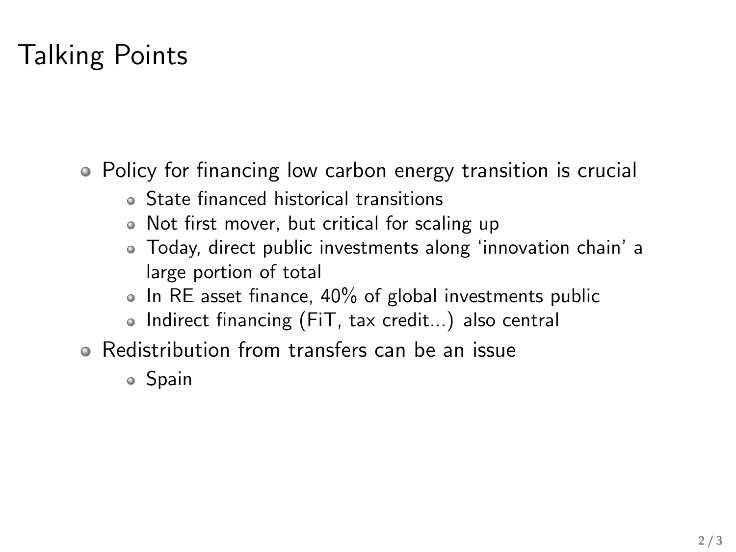# Talking Points

- Policy for financing low carbon energy transition is crucial
  - State financed historical transitions
  - Not first mover, but critical for scaling up
  - Today, direct public investments along ‘innovation chain’ a large portion of total
  - In RE asset finance, 40% of global investments public
  - Indirect financing (FiT, tax credit...) also central
- Redistribution from transfers can be an issue
  - Spain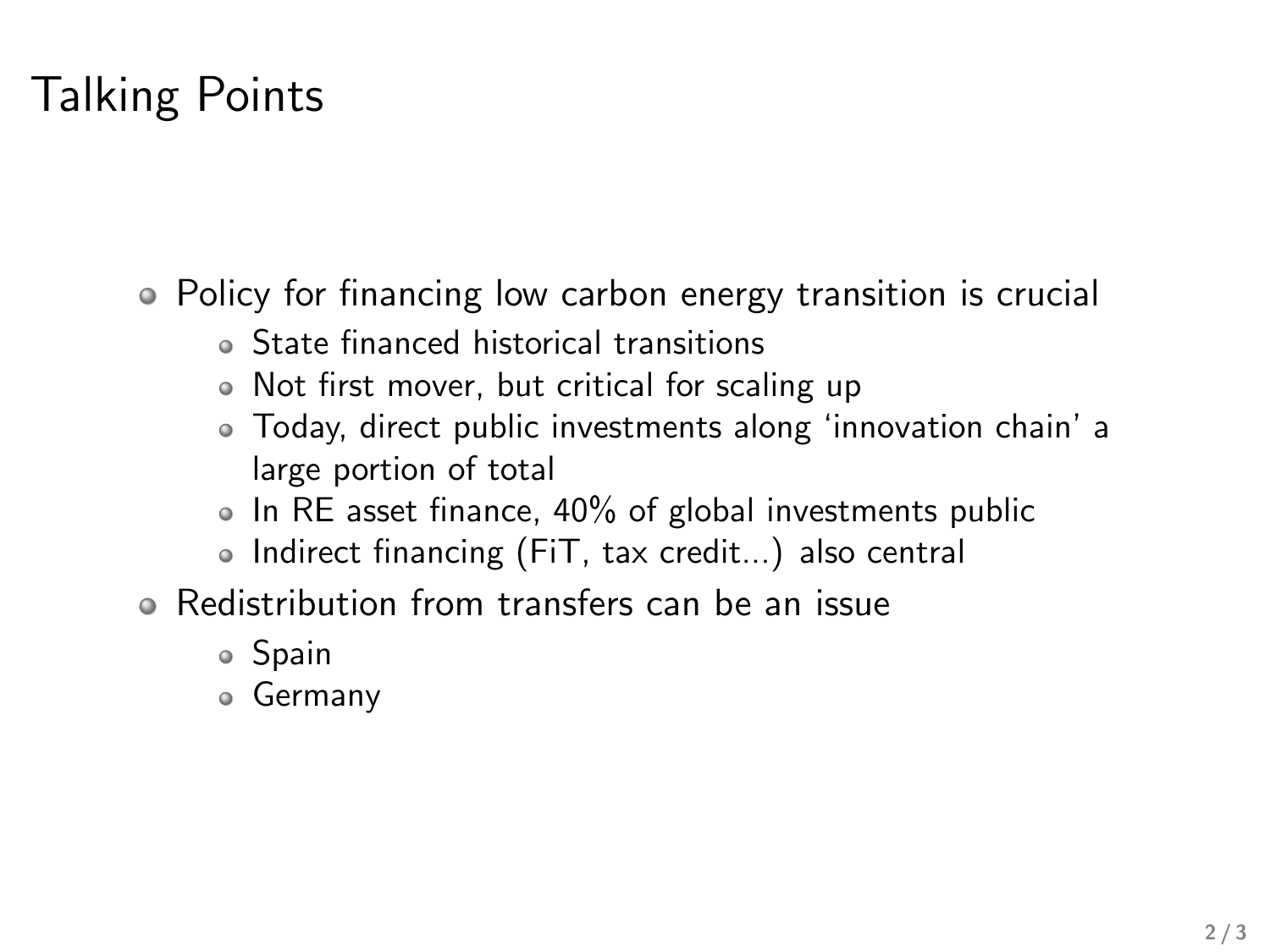# Talking Points

- Policy for financing low carbon energy transition is crucial
  - State financed historical transitions
  - Not first mover, but critical for scaling up
  - Today, direct public investments along 'innovation chain' a large portion of total
  - In RE asset finance, 40% of global investments public
  - Indirect financing (FiT, tax credit...) also central
- Redistribution from transfers can be an issue
  - Spain
  - Germany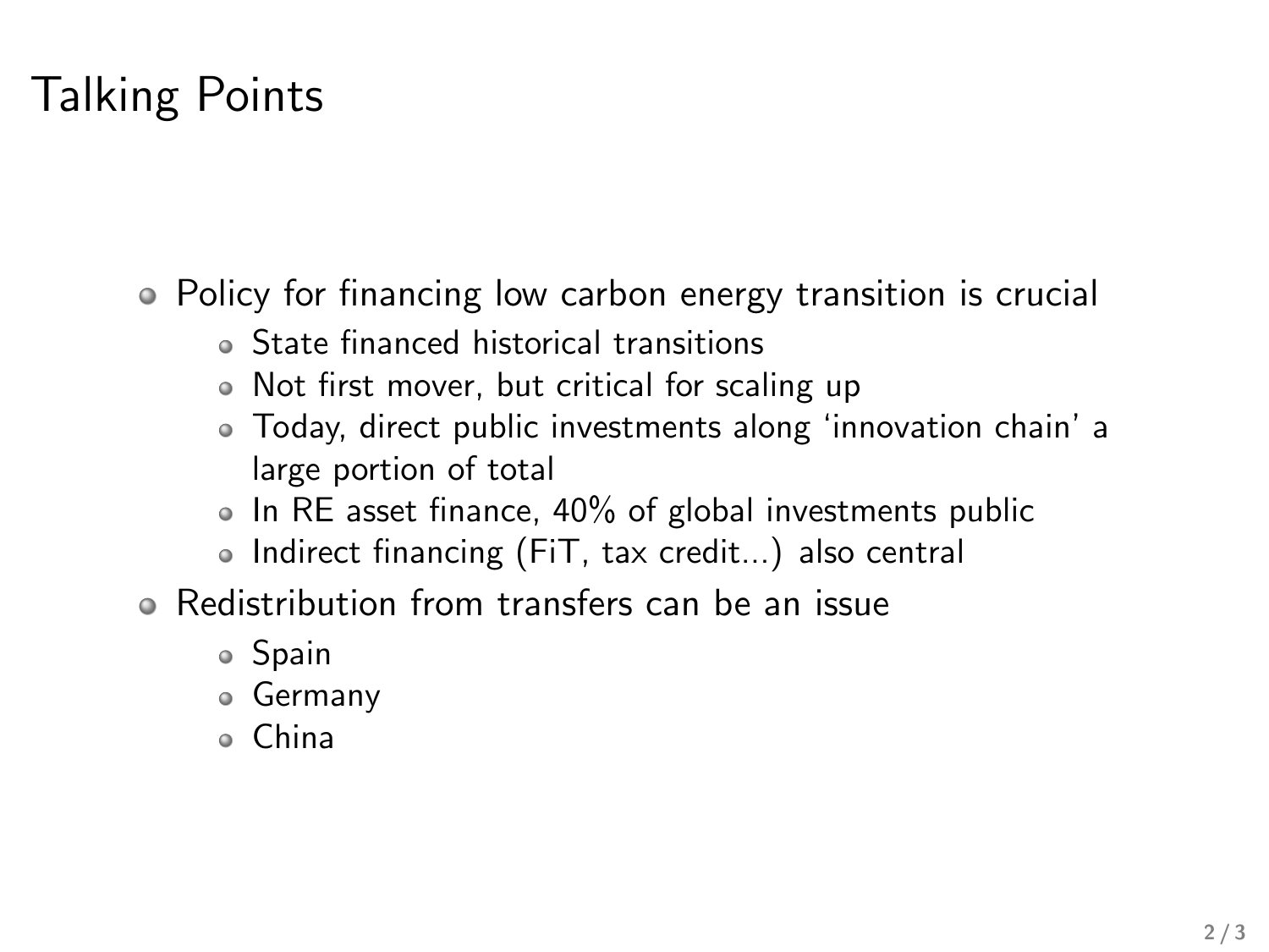# Talking Points

- Policy for financing low carbon energy transition is crucial
  - State financed historical transitions
  - Not first mover, but critical for scaling up
  - Today, direct public investments along 'innovation chain' a large portion of total
  - In RE asset finance, 40% of global investments public
  - Indirect financing (FiT, tax credit...) also central
- Redistribution from transfers can be an issue
  - Spain
  - Germany
  - China